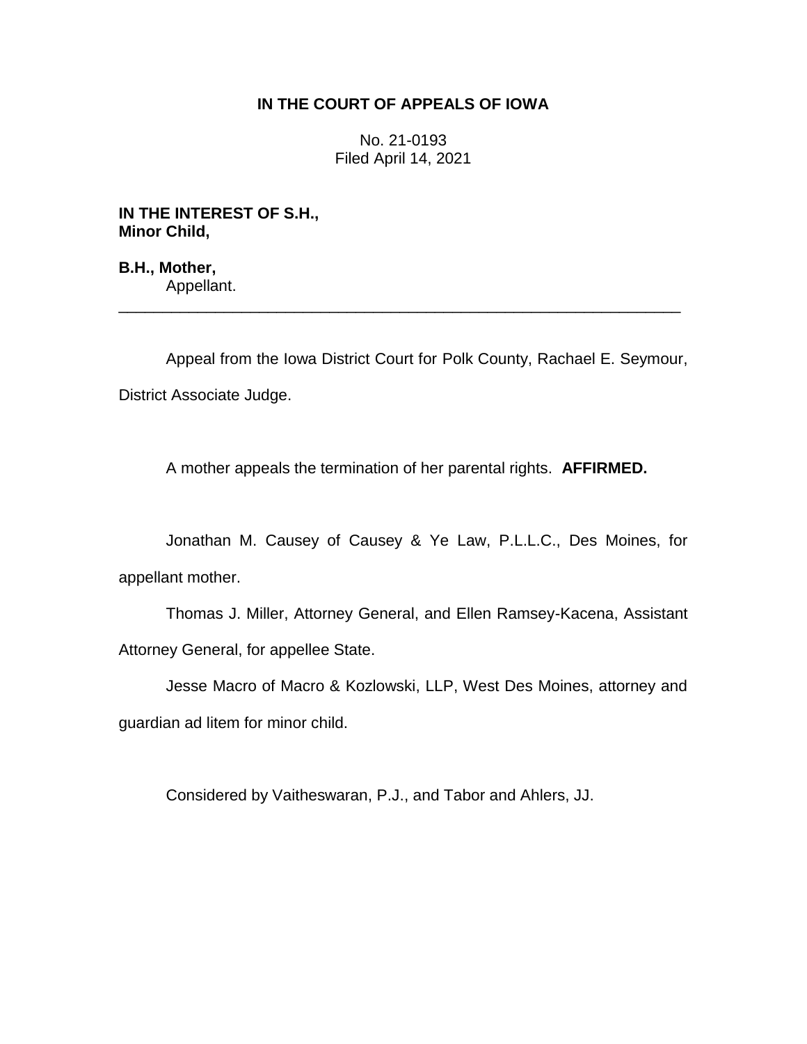**IN THE COURT OF APPEALS OF IOWA**

No. 21-0193
Filed April 14, 2021

**IN THE INTEREST OF S.H.,**
**Minor Child,**

**B.H., Mother,**
Appellant.

---

Appeal from the Iowa District Court for Polk County, Rachael E. Seymour, District Associate Judge.

A mother appeals the termination of her parental rights. **AFFIRMED.**

Jonathan M. Causey of Causey & Ye Law, P.L.L.C., Des Moines, for appellant mother.

Thomas J. Miller, Attorney General, and Ellen Ramsey-Kacena, Assistant Attorney General, for appellee State.

Jesse Macro of Macro & Kozlowski, LLP, West Des Moines, attorney and guardian ad litem for minor child.

Considered by Vaitheswaran, P.J., and Tabor and Ahlers, JJ.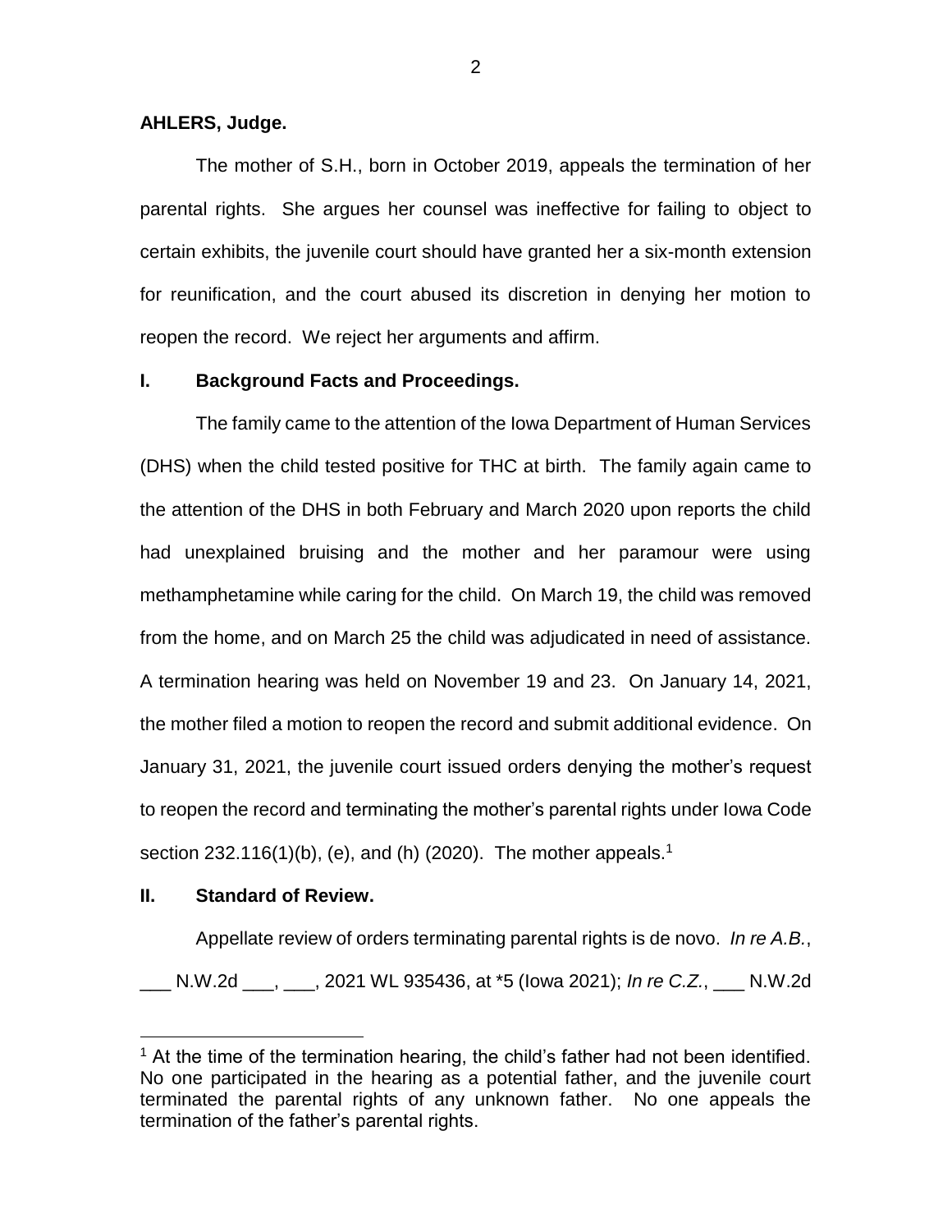**AHLERS, Judge.**

The mother of S.H., born in October 2019, appeals the termination of her parental rights. She argues her counsel was ineffective for failing to object to certain exhibits, the juvenile court should have granted her a six-month extension for reunification, and the court abused its discretion in denying her motion to reopen the record. We reject her arguments and affirm.

## I. Background Facts and Proceedings.

The family came to the attention of the Iowa Department of Human Services (DHS) when the child tested positive for THC at birth. The family again came to the attention of the DHS in both February and March 2020 upon reports the child had unexplained bruising and the mother and her paramour were using methamphetamine while caring for the child. On March 19, the child was removed from the home, and on March 25 the child was adjudicated in need of assistance. A termination hearing was held on November 19 and 23. On January 14, 2021, the mother filed a motion to reopen the record and submit additional evidence. On January 31, 2021, the juvenile court issued orders denying the mother's request to reopen the record and terminating the mother's parental rights under Iowa Code section 232.116(1)(b), (e), and (h) (2020). The mother appeals.[1]

## II. Standard of Review.

Appellate review of orders terminating parental rights is de novo. *In re A.B.*, ___ N.W.2d ___, ___, 2021 WL 935436, at *5 (Iowa 2021); *In re C.Z.*, ___ N.W.2d

---

[1] At the time of the termination hearing, the child's father had not been identified. No one participated in the hearing as a potential father, and the juvenile court terminated the parental rights of any unknown father. No one appeals the termination of the father's parental rights.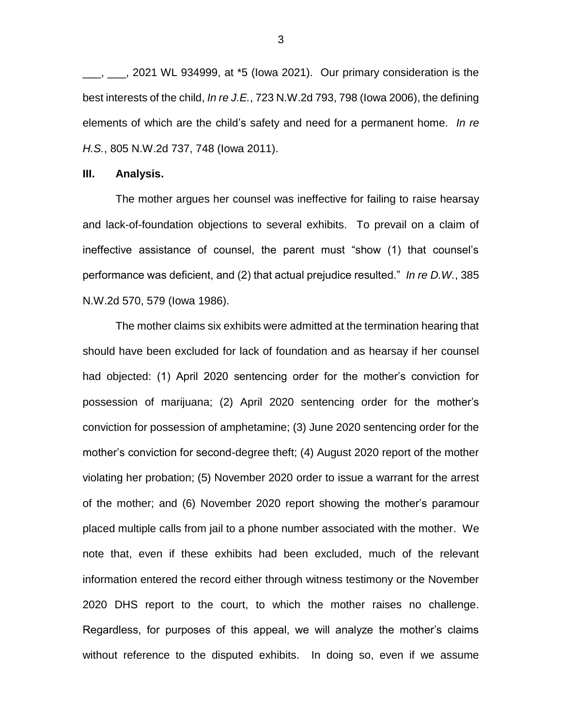___, ___, 2021 WL 934999, at *5 (Iowa 2021). Our primary consideration is the best interests of the child, *In re J.E.*, 723 N.W.2d 793, 798 (Iowa 2006), the defining elements of which are the child's safety and need for a permanent home. *In re H.S.*, 805 N.W.2d 737, 748 (Iowa 2011).

## III. Analysis.

The mother argues her counsel was ineffective for failing to raise hearsay and lack-of-foundation objections to several exhibits. To prevail on a claim of ineffective assistance of counsel, the parent must "show (1) that counsel's performance was deficient, and (2) that actual prejudice resulted." *In re D.W.*, 385 N.W.2d 570, 579 (Iowa 1986).

The mother claims six exhibits were admitted at the termination hearing that should have been excluded for lack of foundation and as hearsay if her counsel had objected: (1) April 2020 sentencing order for the mother's conviction for possession of marijuana; (2) April 2020 sentencing order for the mother's conviction for possession of amphetamine; (3) June 2020 sentencing order for the mother's conviction for second-degree theft; (4) August 2020 report of the mother violating her probation; (5) November 2020 order to issue a warrant for the arrest of the mother; and (6) November 2020 report showing the mother's paramour placed multiple calls from jail to a phone number associated with the mother. We note that, even if these exhibits had been excluded, much of the relevant information entered the record either through witness testimony or the November 2020 DHS report to the court, to which the mother raises no challenge. Regardless, for purposes of this appeal, we will analyze the mother's claims without reference to the disputed exhibits. In doing so, even if we assume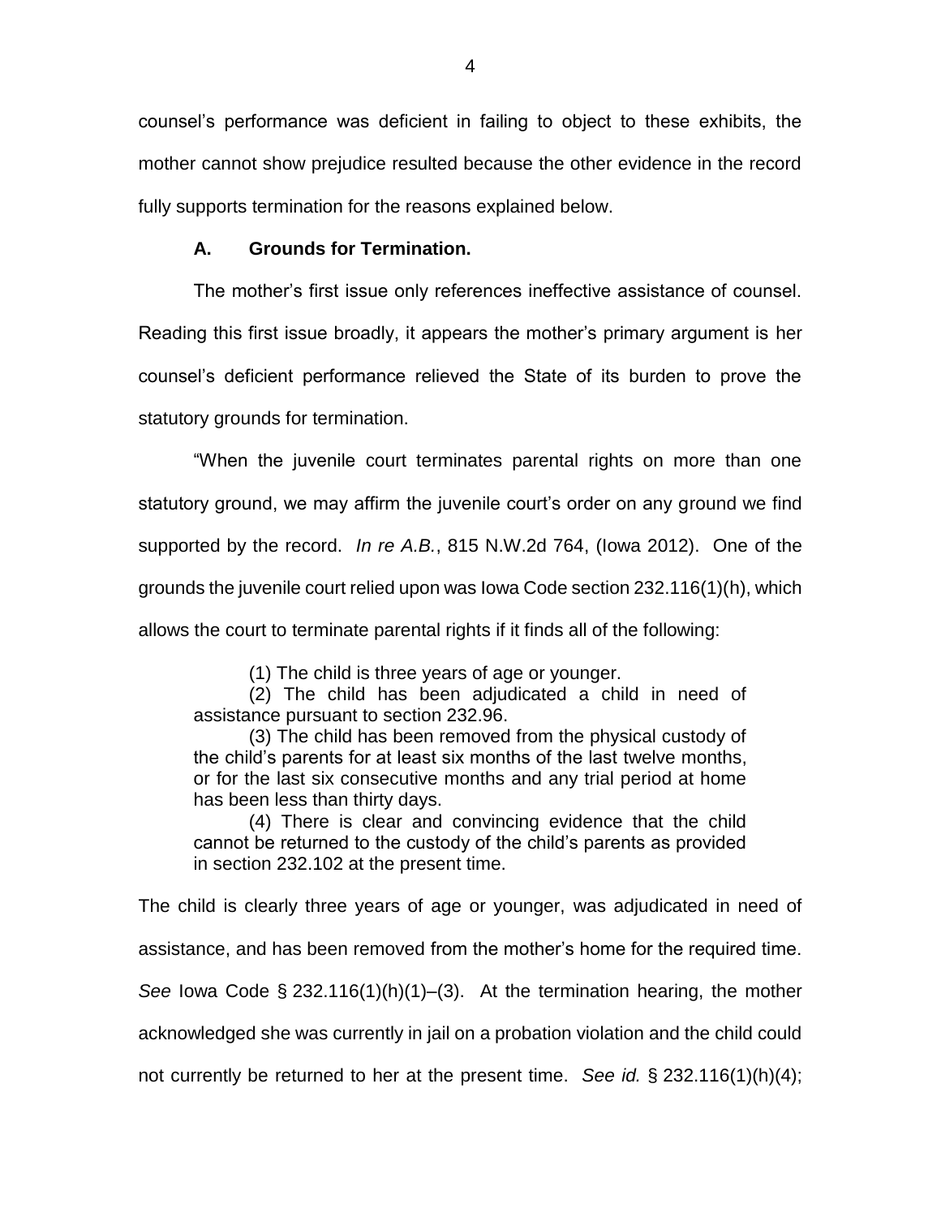counsel's performance was deficient in failing to object to these exhibits, the mother cannot show prejudice resulted because the other evidence in the record fully supports termination for the reasons explained below.

### A. Grounds for Termination.

The mother's first issue only references ineffective assistance of counsel. Reading this first issue broadly, it appears the mother's primary argument is her counsel's deficient performance relieved the State of its burden to prove the statutory grounds for termination.

"When the juvenile court terminates parental rights on more than one statutory ground, we may affirm the juvenile court's order on any ground we find supported by the record. *In re A.B.*, 815 N.W.2d 764, (Iowa 2012). One of the grounds the juvenile court relied upon was Iowa Code section 232.116(1)(h), which allows the court to terminate parental rights if it finds all of the following:

> (1) The child is three years of age or younger.
>
> (2) The child has been adjudicated a child in need of assistance pursuant to section 232.96.
>
> (3) The child has been removed from the physical custody of the child's parents for at least six months of the last twelve months, or for the last six consecutive months and any trial period at home has been less than thirty days.
>
> (4) There is clear and convincing evidence that the child cannot be returned to the custody of the child's parents as provided in section 232.102 at the present time.

The child is clearly three years of age or younger, was adjudicated in need of assistance, and has been removed from the mother's home for the required time. *See* Iowa Code § 232.116(1)(h)(1)–(3). At the termination hearing, the mother acknowledged she was currently in jail on a probation violation and the child could not currently be returned to her at the present time. *See id.* § 232.116(1)(h)(4);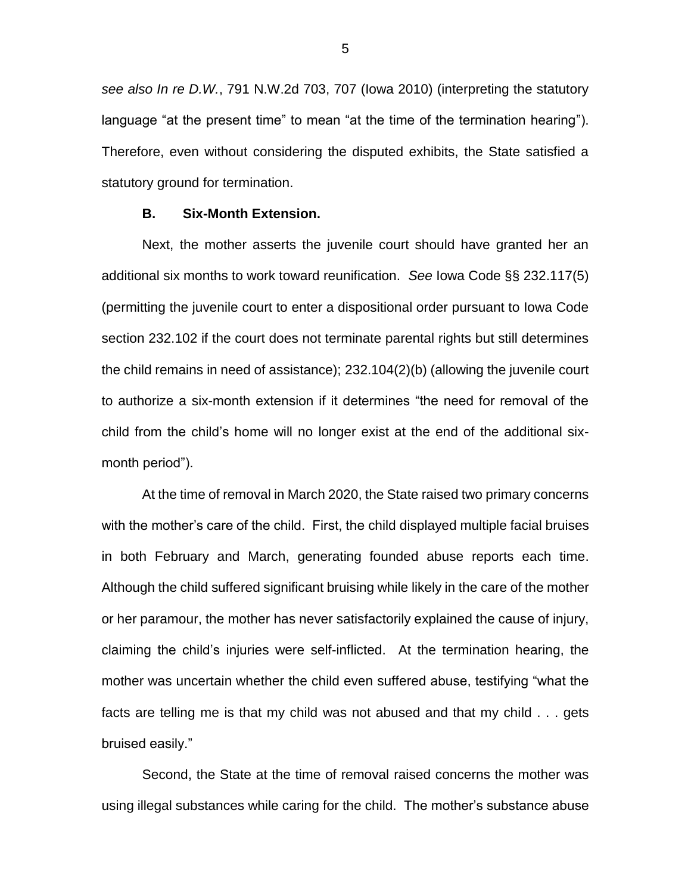*see also In re D.W.*, 791 N.W.2d 703, 707 (Iowa 2010) (interpreting the statutory language "at the present time" to mean "at the time of the termination hearing"). Therefore, even without considering the disputed exhibits, the State satisfied a statutory ground for termination.

### B. Six-Month Extension.

Next, the mother asserts the juvenile court should have granted her an additional six months to work toward reunification. *See* Iowa Code §§ 232.117(5) (permitting the juvenile court to enter a dispositional order pursuant to Iowa Code section 232.102 if the court does not terminate parental rights but still determines the child remains in need of assistance); 232.104(2)(b) (allowing the juvenile court to authorize a six-month extension if it determines "the need for removal of the child from the child's home will no longer exist at the end of the additional six-month period").

At the time of removal in March 2020, the State raised two primary concerns with the mother's care of the child. First, the child displayed multiple facial bruises in both February and March, generating founded abuse reports each time. Although the child suffered significant bruising while likely in the care of the mother or her paramour, the mother has never satisfactorily explained the cause of injury, claiming the child's injuries were self-inflicted. At the termination hearing, the mother was uncertain whether the child even suffered abuse, testifying "what the facts are telling me is that my child was not abused and that my child . . . gets bruised easily."

Second, the State at the time of removal raised concerns the mother was using illegal substances while caring for the child. The mother's substance abuse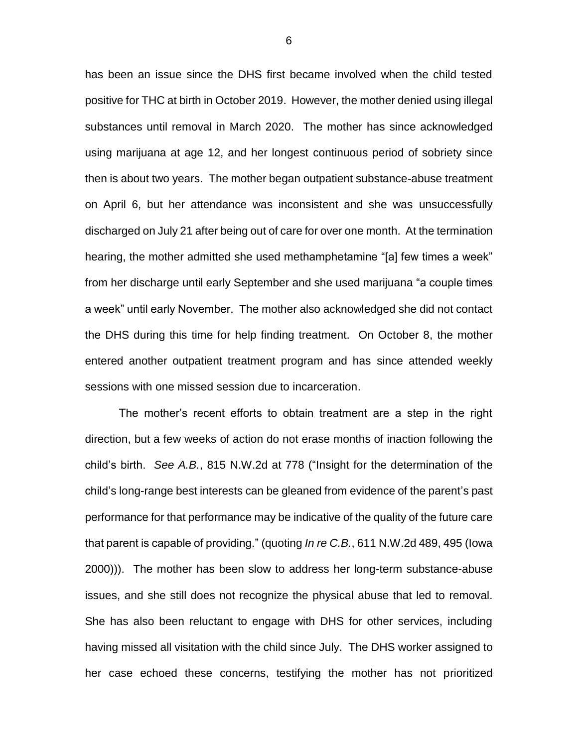has been an issue since the DHS first became involved when the child tested positive for THC at birth in October 2019. However, the mother denied using illegal substances until removal in March 2020. The mother has since acknowledged using marijuana at age 12, and her longest continuous period of sobriety since then is about two years. The mother began outpatient substance-abuse treatment on April 6, but her attendance was inconsistent and she was unsuccessfully discharged on July 21 after being out of care for over one month. At the termination hearing, the mother admitted she used methamphetamine "[a] few times a week" from her discharge until early September and she used marijuana "a couple times a week" until early November. The mother also acknowledged she did not contact the DHS during this time for help finding treatment. On October 8, the mother entered another outpatient treatment program and has since attended weekly sessions with one missed session due to incarceration.

The mother's recent efforts to obtain treatment are a step in the right direction, but a few weeks of action do not erase months of inaction following the child's birth. *See A.B.*, 815 N.W.2d at 778 ("Insight for the determination of the child's long-range best interests can be gleaned from evidence of the parent's past performance for that performance may be indicative of the quality of the future care that parent is capable of providing." (quoting *In re C.B.*, 611 N.W.2d 489, 495 (Iowa 2000))). The mother has been slow to address her long-term substance-abuse issues, and she still does not recognize the physical abuse that led to removal. She has also been reluctant to engage with DHS for other services, including having missed all visitation with the child since July. The DHS worker assigned to her case echoed these concerns, testifying the mother has not prioritized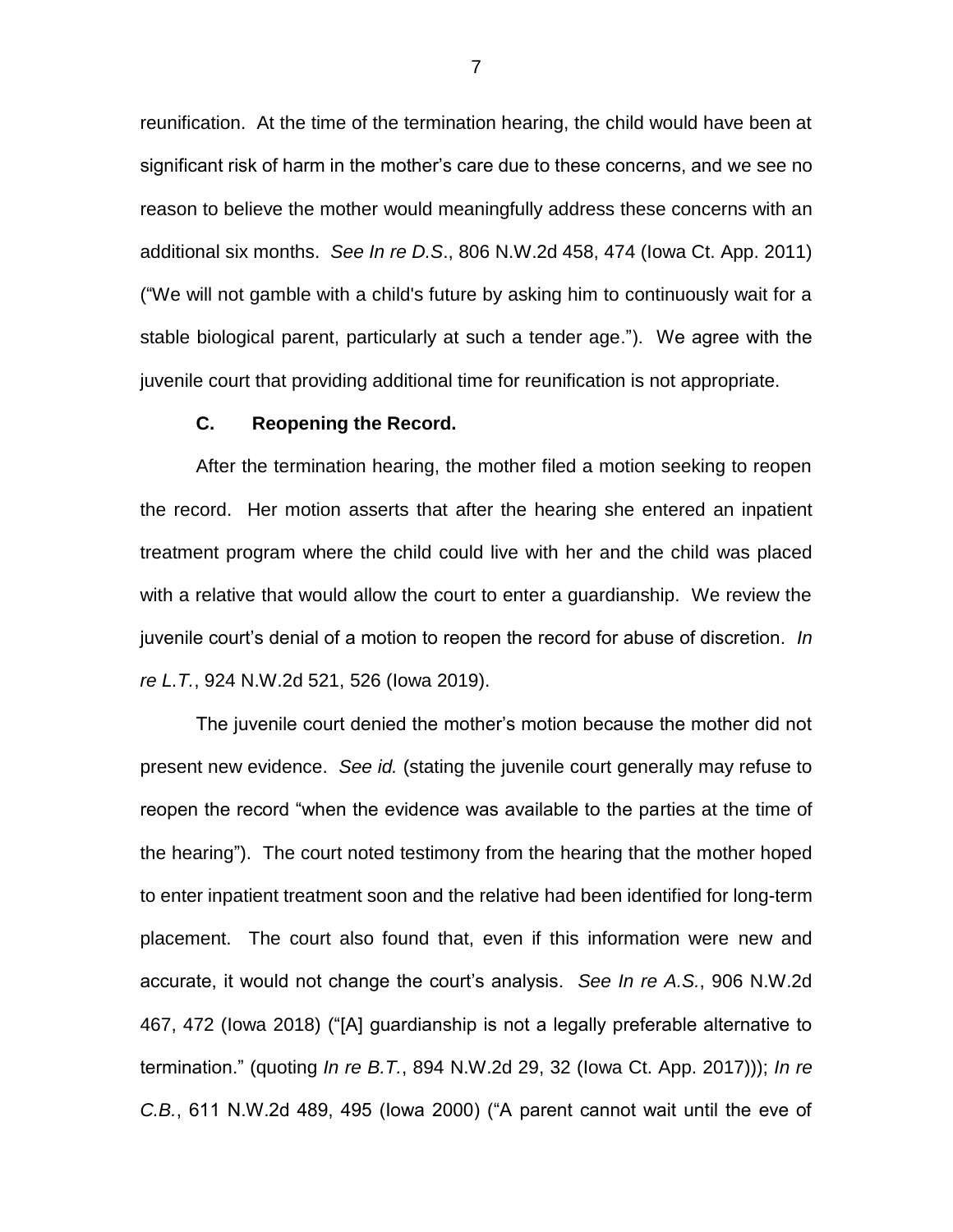reunification. At the time of the termination hearing, the child would have been at significant risk of harm in the mother's care due to these concerns, and we see no reason to believe the mother would meaningfully address these concerns with an additional six months. *See In re D.S*., 806 N.W.2d 458, 474 (Iowa Ct. App. 2011) ("We will not gamble with a child's future by asking him to continuously wait for a stable biological parent, particularly at such a tender age."). We agree with the juvenile court that providing additional time for reunification is not appropriate.

### C. Reopening the Record.

After the termination hearing, the mother filed a motion seeking to reopen the record. Her motion asserts that after the hearing she entered an inpatient treatment program where the child could live with her and the child was placed with a relative that would allow the court to enter a guardianship. We review the juvenile court's denial of a motion to reopen the record for abuse of discretion. *In re L.T.*, 924 N.W.2d 521, 526 (Iowa 2019).

The juvenile court denied the mother's motion because the mother did not present new evidence. *See id.* (stating the juvenile court generally may refuse to reopen the record "when the evidence was available to the parties at the time of the hearing"). The court noted testimony from the hearing that the mother hoped to enter inpatient treatment soon and the relative had been identified for long-term placement. The court also found that, even if this information were new and accurate, it would not change the court's analysis. *See In re A.S.*, 906 N.W.2d 467, 472 (Iowa 2018) ("[A] guardianship is not a legally preferable alternative to termination." (quoting *In re B.T.*, 894 N.W.2d 29, 32 (Iowa Ct. App. 2017))); *In re C.B.*, 611 N.W.2d 489, 495 (Iowa 2000) ("A parent cannot wait until the eve of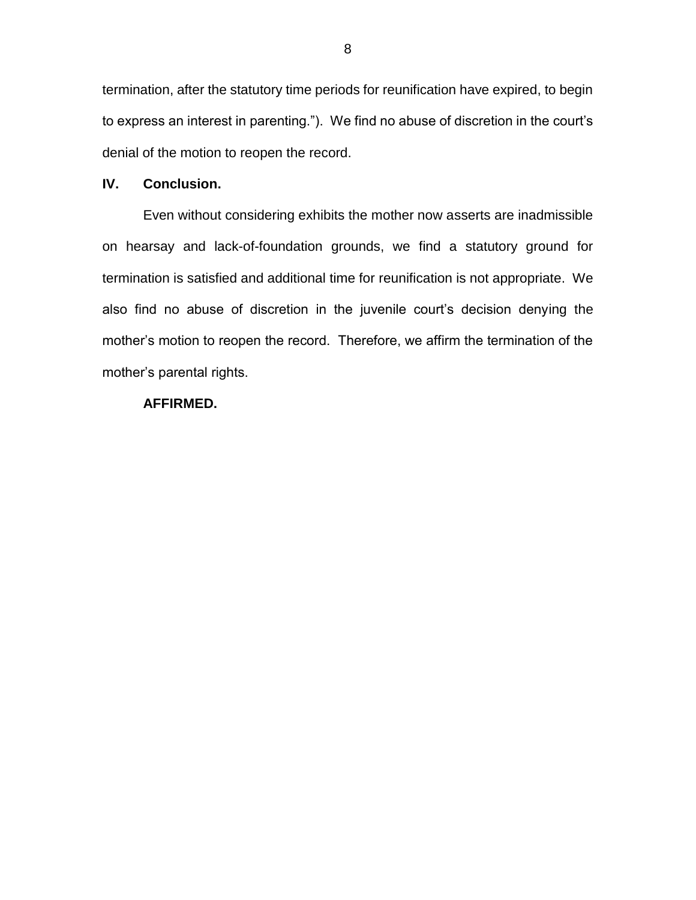termination, after the statutory time periods for reunification have expired, to begin to express an interest in parenting."). We find no abuse of discretion in the court's denial of the motion to reopen the record.

## IV. Conclusion.

Even without considering exhibits the mother now asserts are inadmissible on hearsay and lack-of-foundation grounds, we find a statutory ground for termination is satisfied and additional time for reunification is not appropriate. We also find no abuse of discretion in the juvenile court's decision denying the mother's motion to reopen the record. Therefore, we affirm the termination of the mother's parental rights.

**AFFIRMED.**